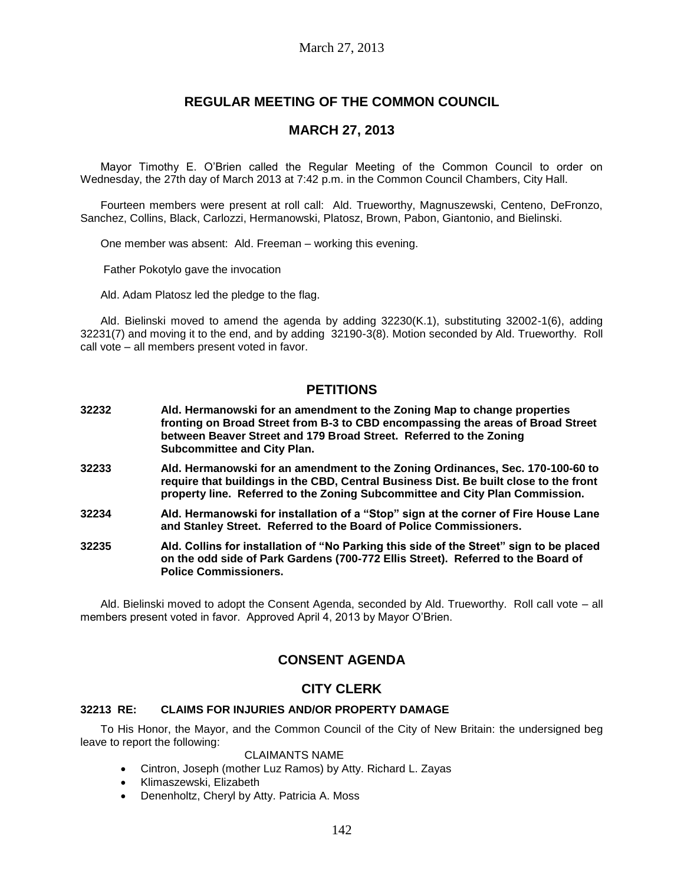March 27, 2013

# REGULAR MEETING OF THE COMMON COUNCIL

## MARCH 27, 2013

Mayor Timothy E. O'Brien called the Regular Meeting of the Common Council to order on Wednesday, the 27th day of March 2013 at 7:42 p.m. in the Common Council Chambers, City Hall.

Fourteen members were present at roll call: Ald. Trueworthy, Magnuszewski, Centeno, DeFronzo, Sanchez, Collins, Black, Carlozzi, Hermanowski, Platosz, Brown, Pabon, Giantonio, and Bielinski.

One member was absent: Ald. Freeman – working this evening.

Father Pokotylo gave the invocation

Ald. Adam Platosz led the pledge to the flag.

Ald. Bielinski moved to amend the agenda by adding 32230(K.1), substituting 32002-1(6), adding 32231(7) and moving it to the end, and by adding 32190-3(8). Motion seconded by Ald. Trueworthy. Roll call vote – all members present voted in favor.

## PETITIONS

**32232** **Ald. Hermanowski for an amendment to the Zoning Map to change properties fronting on Broad Street from B-3 to CBD encompassing the areas of Broad Street between Beaver Street and 179 Broad Street. Referred to the Zoning Subcommittee and City Plan.**

**32233** **Ald. Hermanowski for an amendment to the Zoning Ordinances, Sec. 170-100-60 to require that buildings in the CBD, Central Business Dist. Be built close to the front property line. Referred to the Zoning Subcommittee and City Plan Commission.**

**32234** **Ald. Hermanowski for installation of a "Stop" sign at the corner of Fire House Lane and Stanley Street. Referred to the Board of Police Commissioners.**

**32235** **Ald. Collins for installation of "No Parking this side of the Street" sign to be placed on the odd side of Park Gardens (700-772 Ellis Street). Referred to the Board of Police Commissioners.**

Ald. Bielinski moved to adopt the Consent Agenda, seconded by Ald. Trueworthy. Roll call vote – all members present voted in favor. Approved April 4, 2013 by Mayor O'Brien.

## CONSENT AGENDA

## CITY CLERK

**32213 RE: CLAIMS FOR INJURIES AND/OR PROPERTY DAMAGE**

To His Honor, the Mayor, and the Common Council of the City of New Britain: the undersigned beg leave to report the following:

CLAIMANTS NAME

- Cintron, Joseph (mother Luz Ramos) by Atty. Richard L. Zayas
- Klimaszewski, Elizabeth
- Denenholtz, Cheryl by Atty. Patricia A. Moss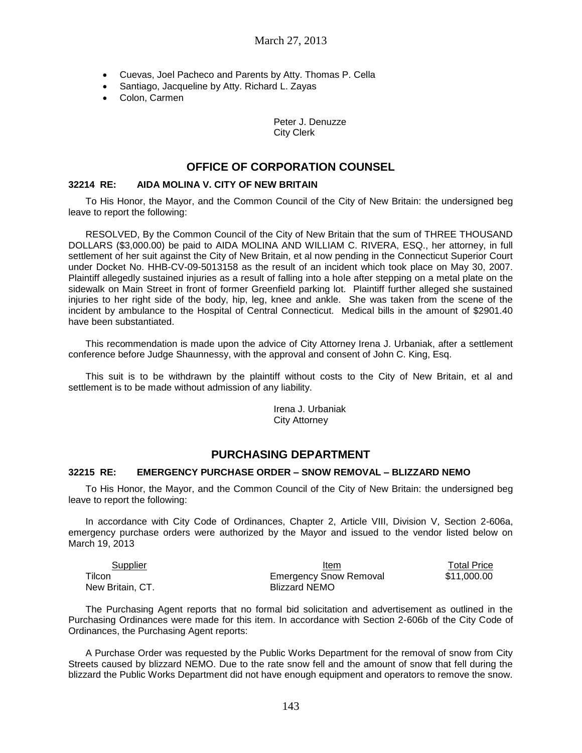- Cuevas, Joel Pacheco and Parents by Atty. Thomas P. Cella
- Santiago, Jacqueline by Atty. Richard L. Zayas
- Colon, Carmen

Peter J. Denuzze
City Clerk

## OFFICE OF CORPORATION COUNSEL

### 32214 RE: AIDA MOLINA V. CITY OF NEW BRITAIN

To His Honor, the Mayor, and the Common Council of the City of New Britain: the undersigned beg leave to report the following:

RESOLVED, By the Common Council of the City of New Britain that the sum of THREE THOUSAND DOLLARS ($3,000.00) be paid to AIDA MOLINA AND WILLIAM C. RIVERA, ESQ., her attorney, in full settlement of her suit against the City of New Britain, et al now pending in the Connecticut Superior Court under Docket No. HHB-CV-09-5013158 as the result of an incident which took place on May 30, 2007. Plaintiff allegedly sustained injuries as a result of falling into a hole after stepping on a metal plate on the sidewalk on Main Street in front of former Greenfield parking lot. Plaintiff further alleged she sustained injuries to her right side of the body, hip, leg, knee and ankle. She was taken from the scene of the incident by ambulance to the Hospital of Central Connecticut. Medical bills in the amount of $2901.40 have been substantiated.

This recommendation is made upon the advice of City Attorney Irena J. Urbaniak, after a settlement conference before Judge Shaunnessy, with the approval and consent of John C. King, Esq.

This suit is to be withdrawn by the plaintiff without costs to the City of New Britain, et al and settlement is to be made without admission of any liability.

Irena J. Urbaniak
City Attorney

## PURCHASING DEPARTMENT

### 32215 RE: EMERGENCY PURCHASE ORDER – SNOW REMOVAL – BLIZZARD NEMO

To His Honor, the Mayor, and the Common Council of the City of New Britain: the undersigned beg leave to report the following:

In accordance with City Code of Ordinances, Chapter 2, Article VIII, Division V, Section 2-606a, emergency purchase orders were authorized by the Mayor and issued to the vendor listed below on March 19, 2013

| Supplier | Item | Total Price |
|---|---|---|
| Tilcon<br>New Britain, CT. | Emergency Snow Removal<br>Blizzard NEMO | $11,000.00 |

The Purchasing Agent reports that no formal bid solicitation and advertisement as outlined in the Purchasing Ordinances were made for this item. In accordance with Section 2-606b of the City Code of Ordinances, the Purchasing Agent reports:

A Purchase Order was requested by the Public Works Department for the removal of snow from City Streets caused by blizzard NEMO. Due to the rate snow fell and the amount of snow that fell during the blizzard the Public Works Department did not have enough equipment and operators to remove the snow.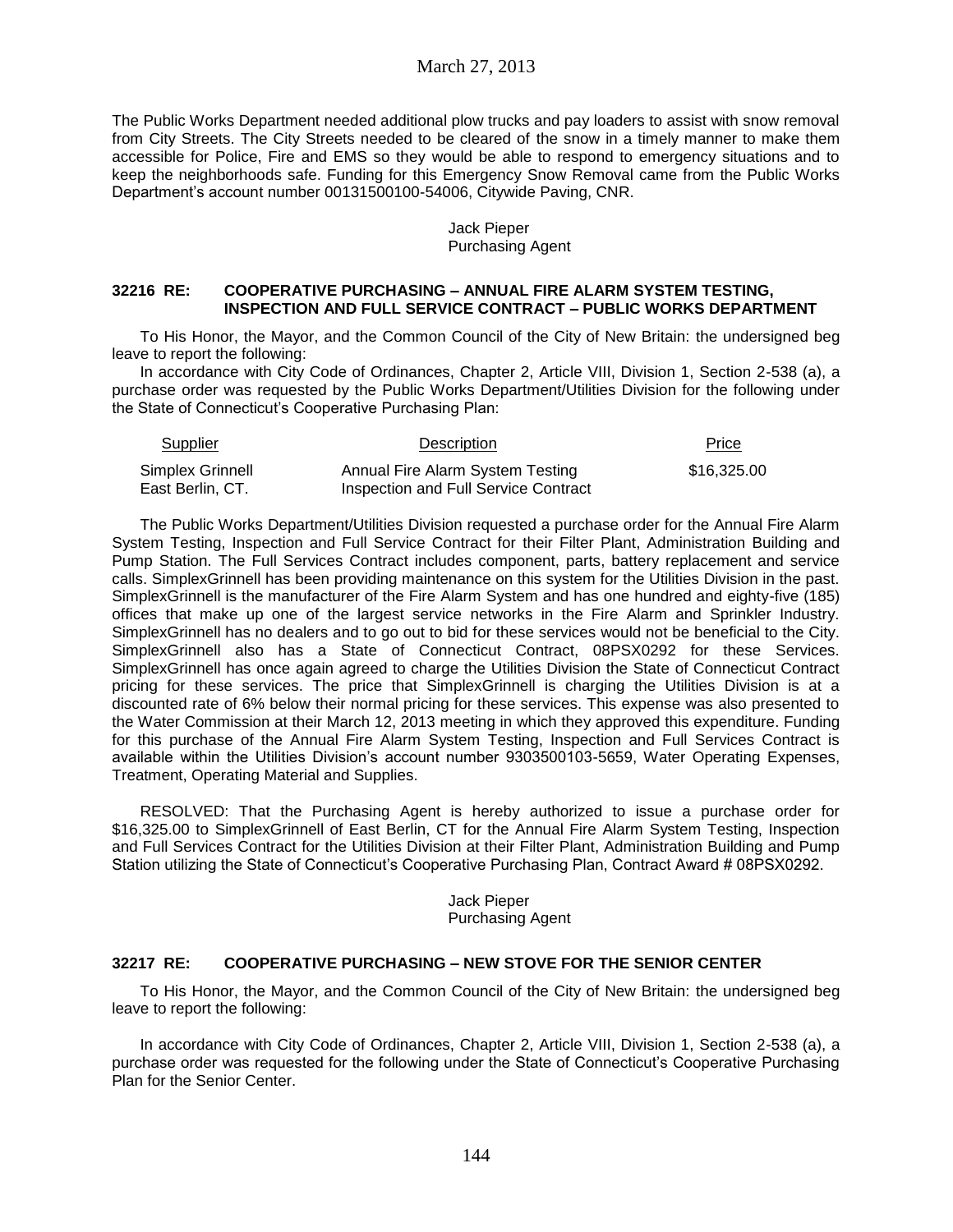The Public Works Department needed additional plow trucks and pay loaders to assist with snow removal from City Streets. The City Streets needed to be cleared of the snow in a timely manner to make them accessible for Police, Fire and EMS so they would be able to respond to emergency situations and to keep the neighborhoods safe. Funding for this Emergency Snow Removal came from the Public Works Department's account number 00131500100-54006, Citywide Paving, CNR.

Jack Pieper
Purchasing Agent

### 32216 RE: COOPERATIVE PURCHASING – ANNUAL FIRE ALARM SYSTEM TESTING, INSPECTION AND FULL SERVICE CONTRACT – PUBLIC WORKS DEPARTMENT

To His Honor, the Mayor, and the Common Council of the City of New Britain: the undersigned beg leave to report the following:

In accordance with City Code of Ordinances, Chapter 2, Article VIII, Division 1, Section 2-538 (a), a purchase order was requested by the Public Works Department/Utilities Division for the following under the State of Connecticut's Cooperative Purchasing Plan:

| Supplier | Description | Price |
|---|---|---|
| Simplex Grinnell<br>East Berlin, CT. | Annual Fire Alarm System Testing<br>Inspection and Full Service Contract | \$16,325.00 |

The Public Works Department/Utilities Division requested a purchase order for the Annual Fire Alarm System Testing, Inspection and Full Service Contract for their Filter Plant, Administration Building and Pump Station. The Full Services Contract includes component, parts, battery replacement and service calls. SimplexGrinnell has been providing maintenance on this system for the Utilities Division in the past. SimplexGrinnell is the manufacturer of the Fire Alarm System and has one hundred and eighty-five (185) offices that make up one of the largest service networks in the Fire Alarm and Sprinkler Industry. SimplexGrinnell has no dealers and to go out to bid for these services would not be beneficial to the City. SimplexGrinnell also has a State of Connecticut Contract, 08PSX0292 for these Services. SimplexGrinnell has once again agreed to charge the Utilities Division the State of Connecticut Contract pricing for these services. The price that SimplexGrinnell is charging the Utilities Division is at a discounted rate of 6% below their normal pricing for these services. This expense was also presented to the Water Commission at their March 12, 2013 meeting in which they approved this expenditure. Funding for this purchase of the Annual Fire Alarm System Testing, Inspection and Full Services Contract is available within the Utilities Division's account number 9303500103-5659, Water Operating Expenses, Treatment, Operating Material and Supplies.

RESOLVED: That the Purchasing Agent is hereby authorized to issue a purchase order for \$16,325.00 to SimplexGrinnell of East Berlin, CT for the Annual Fire Alarm System Testing, Inspection and Full Services Contract for the Utilities Division at their Filter Plant, Administration Building and Pump Station utilizing the State of Connecticut's Cooperative Purchasing Plan, Contract Award # 08PSX0292.

Jack Pieper
Purchasing Agent

### 32217 RE: COOPERATIVE PURCHASING – NEW STOVE FOR THE SENIOR CENTER

To His Honor, the Mayor, and the Common Council of the City of New Britain: the undersigned beg leave to report the following:

In accordance with City Code of Ordinances, Chapter 2, Article VIII, Division 1, Section 2-538 (a), a purchase order was requested for the following under the State of Connecticut's Cooperative Purchasing Plan for the Senior Center.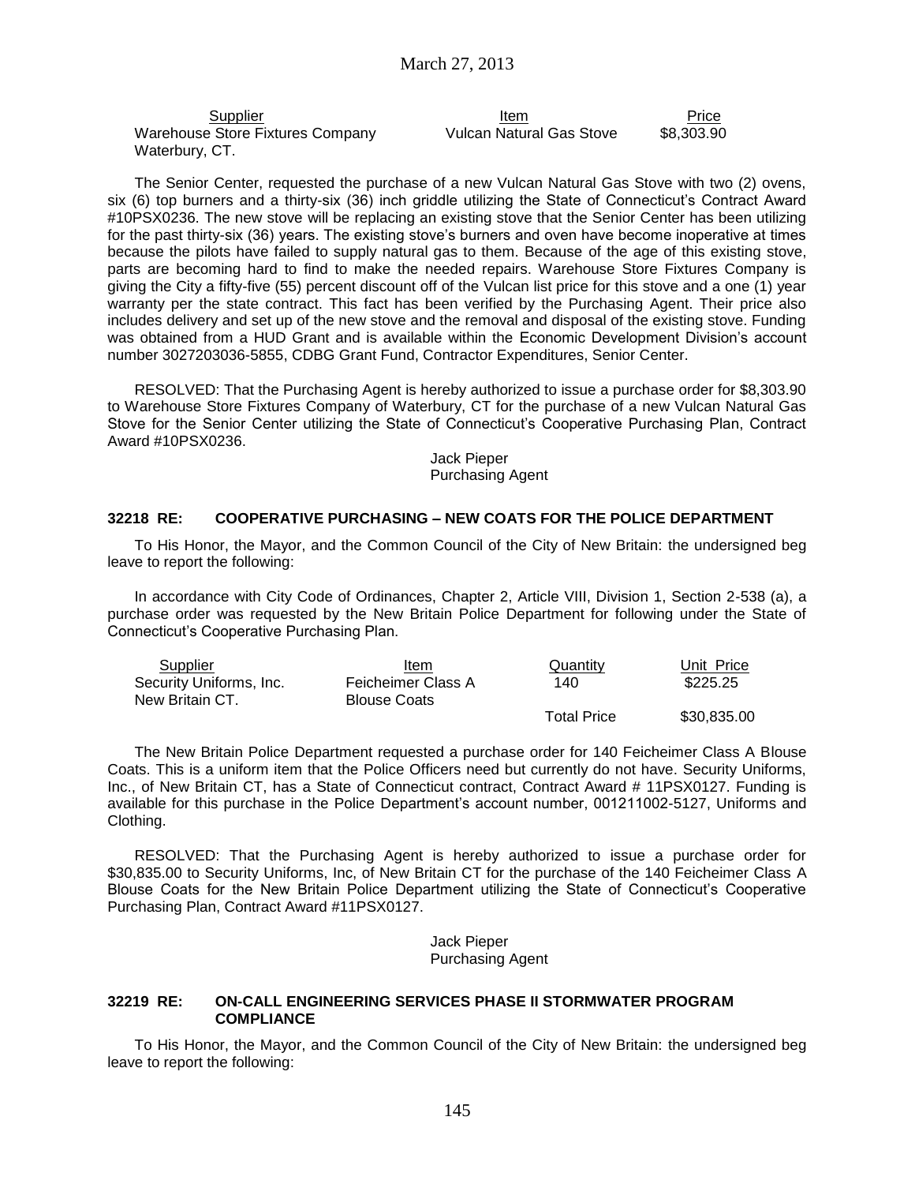| Supplier | Item | Price |
|---|---|---|
| Warehouse Store Fixtures Company Waterbury, CT. | Vulcan Natural Gas Stove | $8,303.90 |

The Senior Center, requested the purchase of a new Vulcan Natural Gas Stove with two (2) ovens, six (6) top burners and a thirty-six (36) inch griddle utilizing the State of Connecticut's Contract Award #10PSX0236. The new stove will be replacing an existing stove that the Senior Center has been utilizing for the past thirty-six (36) years. The existing stove's burners and oven have become inoperative at times because the pilots have failed to supply natural gas to them. Because of the age of this existing stove, parts are becoming hard to find to make the needed repairs. Warehouse Store Fixtures Company is giving the City a fifty-five (55) percent discount off of the Vulcan list price for this stove and a one (1) year warranty per the state contract. This fact has been verified by the Purchasing Agent. Their price also includes delivery and set up of the new stove and the removal and disposal of the existing stove. Funding was obtained from a HUD Grant and is available within the Economic Development Division's account number 3027203036-5855, CDBG Grant Fund, Contractor Expenditures, Senior Center.

RESOLVED: That the Purchasing Agent is hereby authorized to issue a purchase order for $8,303.90 to Warehouse Store Fixtures Company of Waterbury, CT for the purchase of a new Vulcan Natural Gas Stove for the Senior Center utilizing the State of Connecticut's Cooperative Purchasing Plan, Contract Award #10PSX0236.

Jack Pieper
Purchasing Agent

### 32218 RE: COOPERATIVE PURCHASING – NEW COATS FOR THE POLICE DEPARTMENT

To His Honor, the Mayor, and the Common Council of the City of New Britain: the undersigned beg leave to report the following:

In accordance with City Code of Ordinances, Chapter 2, Article VIII, Division 1, Section 2-538 (a), a purchase order was requested by the New Britain Police Department for following under the State of Connecticut's Cooperative Purchasing Plan.

| Supplier | Item | Quantity | Unit Price |
|---|---|---|---|
| Security Uniforms, Inc. New Britain CT. | Feicheimer Class A Blouse Coats | 140 | $225.25 |
| | | Total Price | $30,835.00 |

The New Britain Police Department requested a purchase order for 140 Feicheimer Class A Blouse Coats. This is a uniform item that the Police Officers need but currently do not have. Security Uniforms, Inc., of New Britain CT, has a State of Connecticut contract, Contract Award # 11PSX0127. Funding is available for this purchase in the Police Department's account number, 001211002-5127, Uniforms and Clothing.

RESOLVED: That the Purchasing Agent is hereby authorized to issue a purchase order for $30,835.00 to Security Uniforms, Inc, of New Britain CT for the purchase of the 140 Feicheimer Class A Blouse Coats for the New Britain Police Department utilizing the State of Connecticut's Cooperative Purchasing Plan, Contract Award #11PSX0127.

Jack Pieper
Purchasing Agent

### 32219 RE: ON-CALL ENGINEERING SERVICES PHASE II STORMWATER PROGRAM COMPLIANCE

To His Honor, the Mayor, and the Common Council of the City of New Britain: the undersigned beg leave to report the following: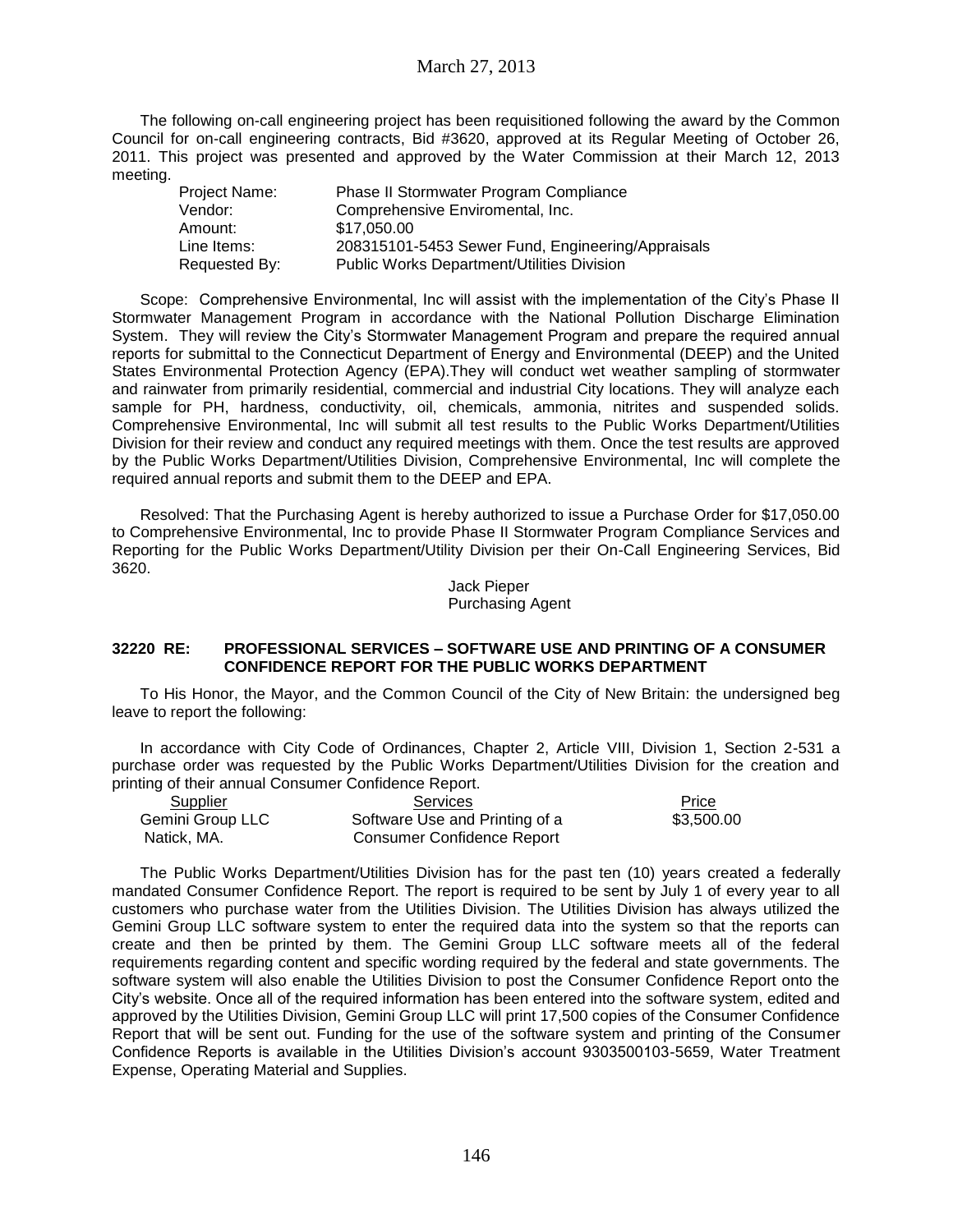The following on-call engineering project has been requisitioned following the award by the Common Council for on-call engineering contracts, Bid #3620, approved at its Regular Meeting of October 26, 2011. This project was presented and approved by the Water Commission at their March 12, 2013 meeting.

| | |
|---|---|
| Project Name: | Phase II Stormwater Program Compliance |
| Vendor: | Comprehensive Enviromental, Inc. |
| Amount: | $17,050.00 |
| Line Items: | 208315101-5453 Sewer Fund, Engineering/Appraisals |
| Requested By: | Public Works Department/Utilities Division |

Scope: Comprehensive Environmental, Inc will assist with the implementation of the City's Phase II Stormwater Management Program in accordance with the National Pollution Discharge Elimination System. They will review the City's Stormwater Management Program and prepare the required annual reports for submittal to the Connecticut Department of Energy and Environmental (DEEP) and the United States Environmental Protection Agency (EPA).They will conduct wet weather sampling of stormwater and rainwater from primarily residential, commercial and industrial City locations. They will analyze each sample for PH, hardness, conductivity, oil, chemicals, ammonia, nitrites and suspended solids. Comprehensive Environmental, Inc will submit all test results to the Public Works Department/Utilities Division for their review and conduct any required meetings with them. Once the test results are approved by the Public Works Department/Utilities Division, Comprehensive Environmental, Inc will complete the required annual reports and submit them to the DEEP and EPA.

Resolved: That the Purchasing Agent is hereby authorized to issue a Purchase Order for $17,050.00 to Comprehensive Environmental, Inc to provide Phase II Stormwater Program Compliance Services and Reporting for the Public Works Department/Utility Division per their On-Call Engineering Services, Bid 3620.

Jack Pieper
Purchasing Agent

**32220 RE: PROFESSIONAL SERVICES – SOFTWARE USE AND PRINTING OF A CONSUMER CONFIDENCE REPORT FOR THE PUBLIC WORKS DEPARTMENT**

To His Honor, the Mayor, and the Common Council of the City of New Britain: the undersigned beg leave to report the following:

In accordance with City Code of Ordinances, Chapter 2, Article VIII, Division 1, Section 2-531 a purchase order was requested by the Public Works Department/Utilities Division for the creation and printing of their annual Consumer Confidence Report.

| Supplier | Services | Price |
|---|---|---|
| Gemini Group LLC<br>Natick, MA. | Software Use and Printing of a<br>Consumer Confidence Report | $3,500.00 |

The Public Works Department/Utilities Division has for the past ten (10) years created a federally mandated Consumer Confidence Report. The report is required to be sent by July 1 of every year to all customers who purchase water from the Utilities Division. The Utilities Division has always utilized the Gemini Group LLC software system to enter the required data into the system so that the reports can create and then be printed by them. The Gemini Group LLC software meets all of the federal requirements regarding content and specific wording required by the federal and state governments. The software system will also enable the Utilities Division to post the Consumer Confidence Report onto the City's website. Once all of the required information has been entered into the software system, edited and approved by the Utilities Division, Gemini Group LLC will print 17,500 copies of the Consumer Confidence Report that will be sent out. Funding for the use of the software system and printing of the Consumer Confidence Reports is available in the Utilities Division's account 9303500103-5659, Water Treatment Expense, Operating Material and Supplies.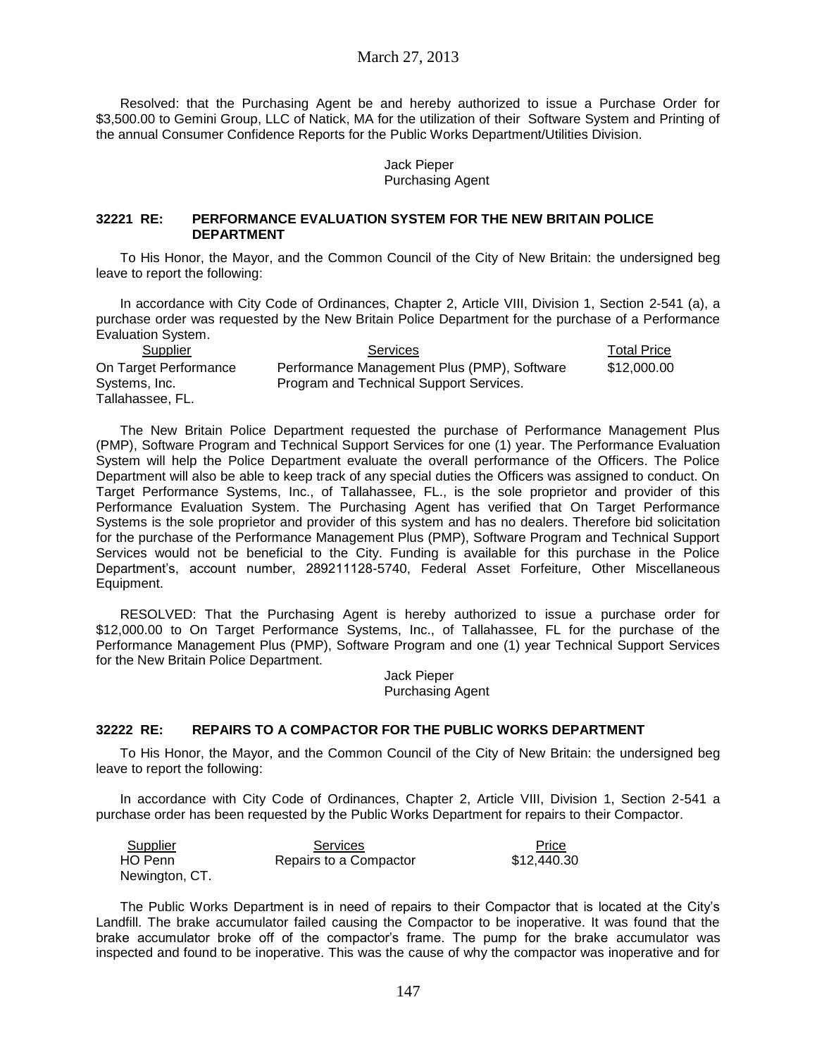Resolved: that the Purchasing Agent be and hereby authorized to issue a Purchase Order for $3,500.00 to Gemini Group, LLC of Natick, MA for the utilization of their Software System and Printing of the annual Consumer Confidence Reports for the Public Works Department/Utilities Division.

Jack Pieper
Purchasing Agent

### 32221 RE: PERFORMANCE EVALUATION SYSTEM FOR THE NEW BRITAIN POLICE DEPARTMENT

To His Honor, the Mayor, and the Common Council of the City of New Britain: the undersigned beg leave to report the following:

In accordance with City Code of Ordinances, Chapter 2, Article VIII, Division 1, Section 2-541 (a), a purchase order was requested by the New Britain Police Department for the purchase of a Performance Evaluation System.

| Supplier | Services | Total Price |
| --- | --- | --- |
| On Target Performance Systems, Inc. Tallahassee, FL. | Performance Management Plus (PMP), Software Program and Technical Support Services. | $12,000.00 |

The New Britain Police Department requested the purchase of Performance Management Plus (PMP), Software Program and Technical Support Services for one (1) year. The Performance Evaluation System will help the Police Department evaluate the overall performance of the Officers. The Police Department will also be able to keep track of any special duties the Officers was assigned to conduct. On Target Performance Systems, Inc., of Tallahassee, FL., is the sole proprietor and provider of this Performance Evaluation System. The Purchasing Agent has verified that On Target Performance Systems is the sole proprietor and provider of this system and has no dealers. Therefore bid solicitation for the purchase of the Performance Management Plus (PMP), Software Program and Technical Support Services would not be beneficial to the City. Funding is available for this purchase in the Police Department's, account number, 289211128-5740, Federal Asset Forfeiture, Other Miscellaneous Equipment.

RESOLVED: That the Purchasing Agent is hereby authorized to issue a purchase order for $12,000.00 to On Target Performance Systems, Inc., of Tallahassee, FL for the purchase of the Performance Management Plus (PMP), Software Program and one (1) year Technical Support Services for the New Britain Police Department.

Jack Pieper
Purchasing Agent

### 32222 RE: REPAIRS TO A COMPACTOR FOR THE PUBLIC WORKS DEPARTMENT

To His Honor, the Mayor, and the Common Council of the City of New Britain: the undersigned beg leave to report the following:

In accordance with City Code of Ordinances, Chapter 2, Article VIII, Division 1, Section 2-541 a purchase order has been requested by the Public Works Department for repairs to their Compactor.

| Supplier | Services | Price |
| --- | --- | --- |
| HO Penn Newington, CT. | Repairs to a Compactor | $12,440.30 |

The Public Works Department is in need of repairs to their Compactor that is located at the City's Landfill. The brake accumulator failed causing the Compactor to be inoperative. It was found that the brake accumulator broke off of the compactor's frame. The pump for the brake accumulator was inspected and found to be inoperative. This was the cause of why the compactor was inoperative and for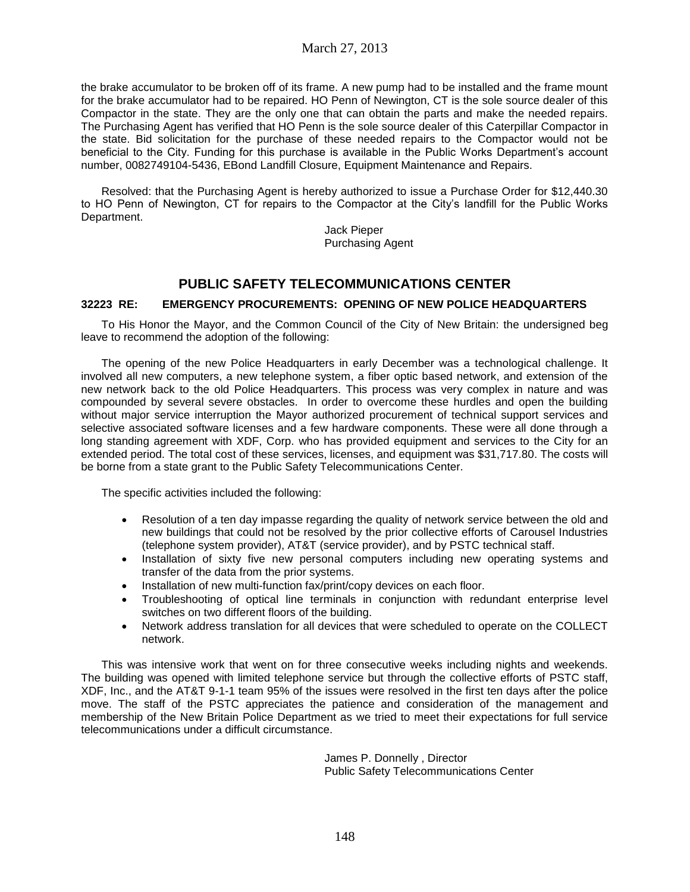the brake accumulator to be broken off of its frame. A new pump had to be installed and the frame mount for the brake accumulator had to be repaired. HO Penn of Newington, CT is the sole source dealer of this Compactor in the state. They are the only one that can obtain the parts and make the needed repairs. The Purchasing Agent has verified that HO Penn is the sole source dealer of this Caterpillar Compactor in the state. Bid solicitation for the purchase of these needed repairs to the Compactor would not be beneficial to the City. Funding for this purchase is available in the Public Works Department's account number, 0082749104-5436, EBond Landfill Closure, Equipment Maintenance and Repairs.

Resolved: that the Purchasing Agent is hereby authorized to issue a Purchase Order for $12,440.30 to HO Penn of Newington, CT for repairs to the Compactor at the City's landfill for the Public Works Department.

Jack Pieper
Purchasing Agent

## PUBLIC SAFETY TELECOMMUNICATIONS CENTER

**32223 RE: EMERGENCY PROCUREMENTS: OPENING OF NEW POLICE HEADQUARTERS**

To His Honor the Mayor, and the Common Council of the City of New Britain: the undersigned beg leave to recommend the adoption of the following:

The opening of the new Police Headquarters in early December was a technological challenge. It involved all new computers, a new telephone system, a fiber optic based network, and extension of the new network back to the old Police Headquarters. This process was very complex in nature and was compounded by several severe obstacles. In order to overcome these hurdles and open the building without major service interruption the Mayor authorized procurement of technical support services and selective associated software licenses and a few hardware components. These were all done through a long standing agreement with XDF, Corp. who has provided equipment and services to the City for an extended period. The total cost of these services, licenses, and equipment was $31,717.80. The costs will be borne from a state grant to the Public Safety Telecommunications Center.

The specific activities included the following:

- Resolution of a ten day impasse regarding the quality of network service between the old and new buildings that could not be resolved by the prior collective efforts of Carousel Industries (telephone system provider), AT&T (service provider), and by PSTC technical staff.
- Installation of sixty five new personal computers including new operating systems and transfer of the data from the prior systems.
- Installation of new multi-function fax/print/copy devices on each floor.
- Troubleshooting of optical line terminals in conjunction with redundant enterprise level switches on two different floors of the building.
- Network address translation for all devices that were scheduled to operate on the COLLECT network.

This was intensive work that went on for three consecutive weeks including nights and weekends. The building was opened with limited telephone service but through the collective efforts of PSTC staff, XDF, Inc., and the AT&T 9-1-1 team 95% of the issues were resolved in the first ten days after the police move. The staff of the PSTC appreciates the patience and consideration of the management and membership of the New Britain Police Department as we tried to meet their expectations for full service telecommunications under a difficult circumstance.

James P. Donnelly , Director
Public Safety Telecommunications Center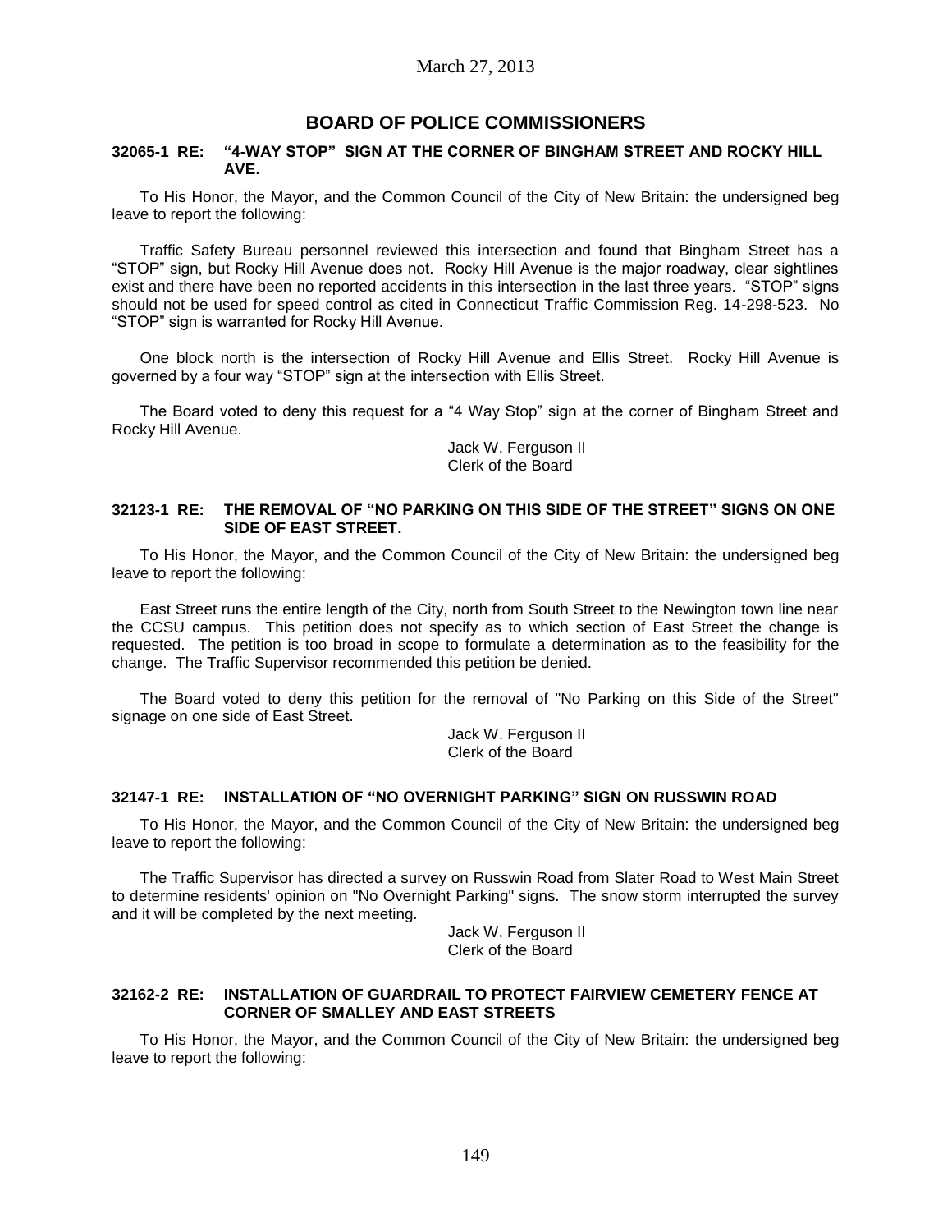March 27, 2013

## BOARD OF POLICE COMMISSIONERS

### 32065-1 RE: "4-WAY STOP" SIGN AT THE CORNER OF BINGHAM STREET AND ROCKY HILL AVE.

To His Honor, the Mayor, and the Common Council of the City of New Britain: the undersigned beg leave to report the following:

Traffic Safety Bureau personnel reviewed this intersection and found that Bingham Street has a "STOP" sign, but Rocky Hill Avenue does not. Rocky Hill Avenue is the major roadway, clear sightlines exist and there have been no reported accidents in this intersection in the last three years. "STOP" signs should not be used for speed control as cited in Connecticut Traffic Commission Reg. 14-298-523. No "STOP" sign is warranted for Rocky Hill Avenue.

One block north is the intersection of Rocky Hill Avenue and Ellis Street. Rocky Hill Avenue is governed by a four way "STOP" sign at the intersection with Ellis Street.

The Board voted to deny this request for a "4 Way Stop" sign at the corner of Bingham Street and Rocky Hill Avenue.

Jack W. Ferguson II
Clerk of the Board

### 32123-1 RE: THE REMOVAL OF "NO PARKING ON THIS SIDE OF THE STREET" SIGNS ON ONE SIDE OF EAST STREET.

To His Honor, the Mayor, and the Common Council of the City of New Britain: the undersigned beg leave to report the following:

East Street runs the entire length of the City, north from South Street to the Newington town line near the CCSU campus. This petition does not specify as to which section of East Street the change is requested. The petition is too broad in scope to formulate a determination as to the feasibility for the change. The Traffic Supervisor recommended this petition be denied.

The Board voted to deny this petition for the removal of "No Parking on this Side of the Street" signage on one side of East Street.

Jack W. Ferguson II
Clerk of the Board

### 32147-1 RE: INSTALLATION OF "NO OVERNIGHT PARKING" SIGN ON RUSSWIN ROAD

To His Honor, the Mayor, and the Common Council of the City of New Britain: the undersigned beg leave to report the following:

The Traffic Supervisor has directed a survey on Russwin Road from Slater Road to West Main Street to determine residents' opinion on "No Overnight Parking" signs. The snow storm interrupted the survey and it will be completed by the next meeting.

Jack W. Ferguson II
Clerk of the Board

### 32162-2 RE: INSTALLATION OF GUARDRAIL TO PROTECT FAIRVIEW CEMETERY FENCE AT CORNER OF SMALLEY AND EAST STREETS

To His Honor, the Mayor, and the Common Council of the City of New Britain: the undersigned beg leave to report the following: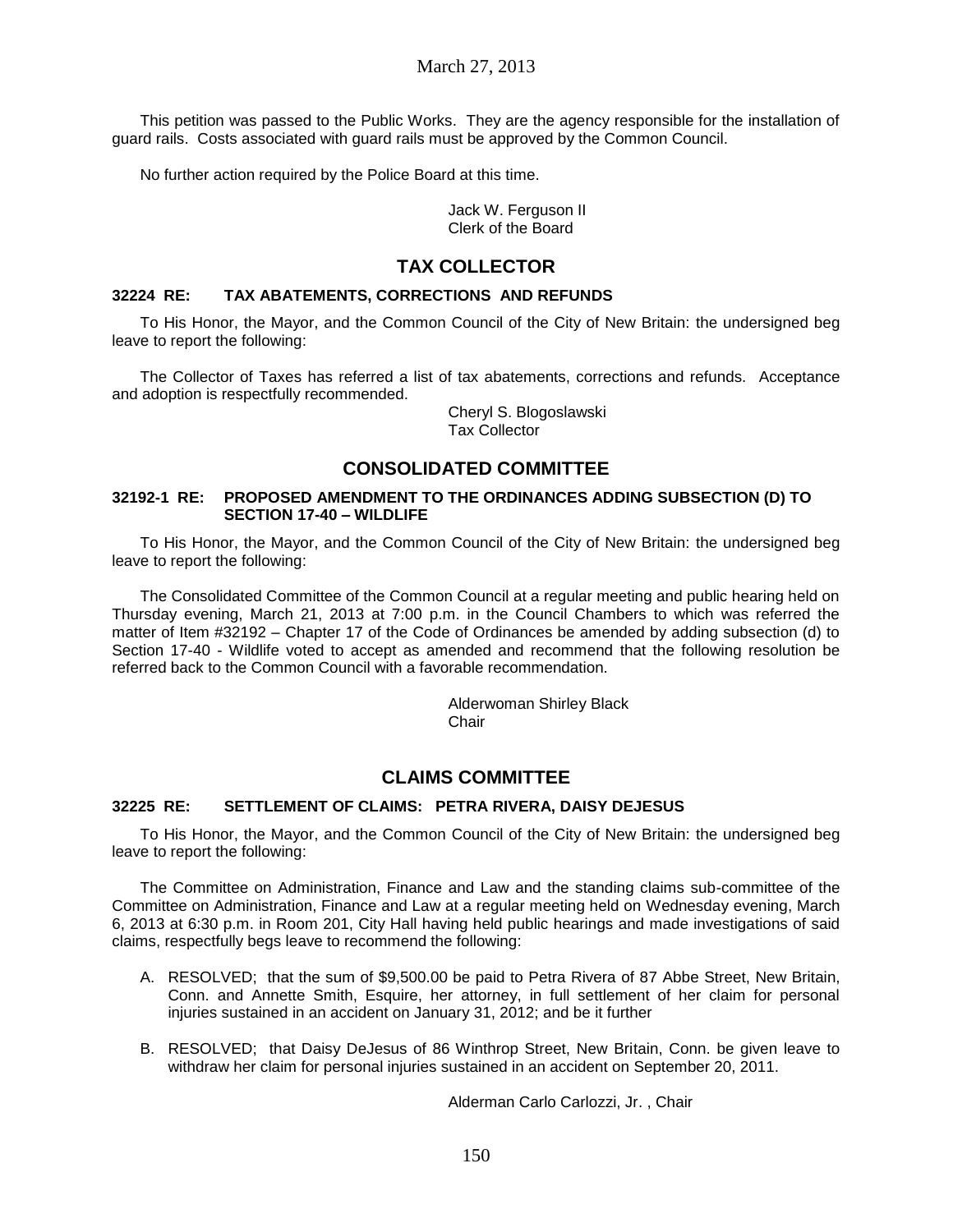This petition was passed to the Public Works. They are the agency responsible for the installation of guard rails. Costs associated with guard rails must be approved by the Common Council.

No further action required by the Police Board at this time.

Jack W. Ferguson II
Clerk of the Board

## TAX COLLECTOR

### 32224 RE: TAX ABATEMENTS, CORRECTIONS AND REFUNDS

To His Honor, the Mayor, and the Common Council of the City of New Britain: the undersigned beg leave to report the following:

The Collector of Taxes has referred a list of tax abatements, corrections and refunds. Acceptance and adoption is respectfully recommended.

Cheryl S. Blogoslawski
Tax Collector

## CONSOLIDATED COMMITTEE

### 32192-1 RE: PROPOSED AMENDMENT TO THE ORDINANCES ADDING SUBSECTION (D) TO SECTION 17-40 – WILDLIFE

To His Honor, the Mayor, and the Common Council of the City of New Britain: the undersigned beg leave to report the following:

The Consolidated Committee of the Common Council at a regular meeting and public hearing held on Thursday evening, March 21, 2013 at 7:00 p.m. in the Council Chambers to which was referred the matter of Item #32192 – Chapter 17 of the Code of Ordinances be amended by adding subsection (d) to Section 17-40 - Wildlife voted to accept as amended and recommend that the following resolution be referred back to the Common Council with a favorable recommendation.

Alderwoman Shirley Black
Chair

## CLAIMS COMMITTEE

### 32225 RE: SETTLEMENT OF CLAIMS: PETRA RIVERA, DAISY DEJESUS

To His Honor, the Mayor, and the Common Council of the City of New Britain: the undersigned beg leave to report the following:

The Committee on Administration, Finance and Law and the standing claims sub-committee of the Committee on Administration, Finance and Law at a regular meeting held on Wednesday evening, March 6, 2013 at 6:30 p.m. in Room 201, City Hall having held public hearings and made investigations of said claims, respectfully begs leave to recommend the following:

A. RESOLVED; that the sum of $9,500.00 be paid to Petra Rivera of 87 Abbe Street, New Britain, Conn. and Annette Smith, Esquire, her attorney, in full settlement of her claim for personal injuries sustained in an accident on January 31, 2012; and be it further

B. RESOLVED; that Daisy DeJesus of 86 Winthrop Street, New Britain, Conn. be given leave to withdraw her claim for personal injuries sustained in an accident on September 20, 2011.

Alderman Carlo Carlozzi, Jr. , Chair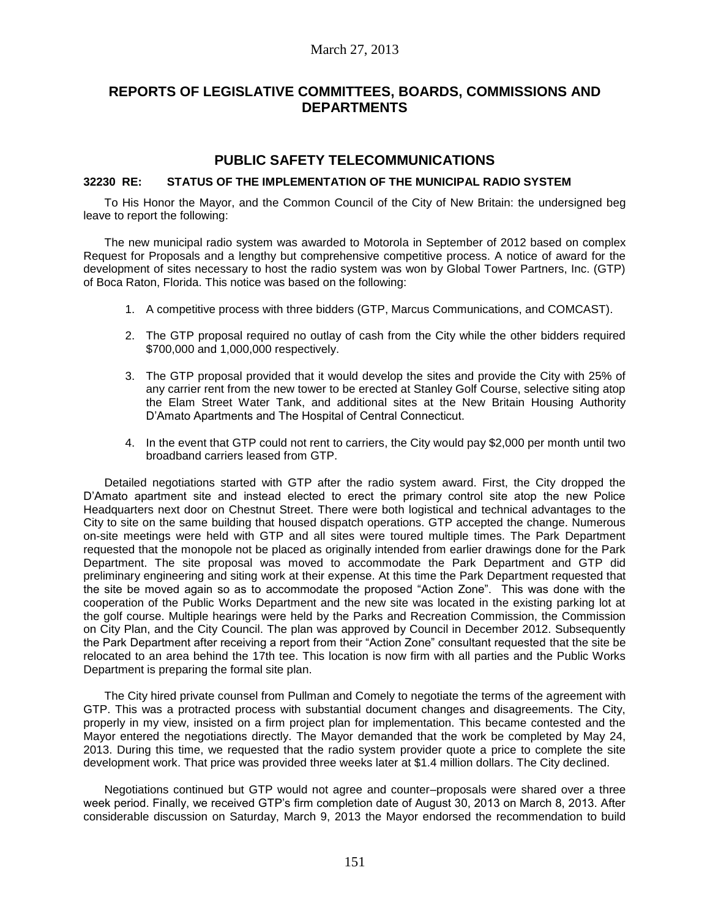## REPORTS OF LEGISLATIVE COMMITTEES, BOARDS, COMMISSIONS AND DEPARTMENTS

### PUBLIC SAFETY TELECOMMUNICATIONS

**32230 RE: STATUS OF THE IMPLEMENTATION OF THE MUNICIPAL RADIO SYSTEM**

To His Honor the Mayor, and the Common Council of the City of New Britain: the undersigned beg leave to report the following:

The new municipal radio system was awarded to Motorola in September of 2012 based on complex Request for Proposals and a lengthy but comprehensive competitive process. A notice of award for the development of sites necessary to host the radio system was won by Global Tower Partners, Inc. (GTP) of Boca Raton, Florida. This notice was based on the following:

1. A competitive process with three bidders (GTP, Marcus Communications, and COMCAST).
2. The GTP proposal required no outlay of cash from the City while the other bidders required \$700,000 and 1,000,000 respectively.
3. The GTP proposal provided that it would develop the sites and provide the City with 25% of any carrier rent from the new tower to be erected at Stanley Golf Course, selective siting atop the Elam Street Water Tank, and additional sites at the New Britain Housing Authority D'Amato Apartments and The Hospital of Central Connecticut.
4. In the event that GTP could not rent to carriers, the City would pay \$2,000 per month until two broadband carriers leased from GTP.

Detailed negotiations started with GTP after the radio system award. First, the City dropped the D'Amato apartment site and instead elected to erect the primary control site atop the new Police Headquarters next door on Chestnut Street. There were both logistical and technical advantages to the City to site on the same building that housed dispatch operations. GTP accepted the change. Numerous on-site meetings were held with GTP and all sites were toured multiple times. The Park Department requested that the monopole not be placed as originally intended from earlier drawings done for the Park Department. The site proposal was moved to accommodate the Park Department and GTP did preliminary engineering and siting work at their expense. At this time the Park Department requested that the site be moved again so as to accommodate the proposed "Action Zone". This was done with the cooperation of the Public Works Department and the new site was located in the existing parking lot at the golf course. Multiple hearings were held by the Parks and Recreation Commission, the Commission on City Plan, and the City Council. The plan was approved by Council in December 2012. Subsequently the Park Department after receiving a report from their "Action Zone" consultant requested that the site be relocated to an area behind the 17th tee. This location is now firm with all parties and the Public Works Department is preparing the formal site plan.

The City hired private counsel from Pullman and Comely to negotiate the terms of the agreement with GTP. This was a protracted process with substantial document changes and disagreements. The City, properly in my view, insisted on a firm project plan for implementation. This became contested and the Mayor entered the negotiations directly. The Mayor demanded that the work be completed by May 24, 2013. During this time, we requested that the radio system provider quote a price to complete the site development work. That price was provided three weeks later at \$1.4 million dollars. The City declined.

Negotiations continued but GTP would not agree and counter–proposals were shared over a three week period. Finally, we received GTP's firm completion date of August 30, 2013 on March 8, 2013. After considerable discussion on Saturday, March 9, 2013 the Mayor endorsed the recommendation to build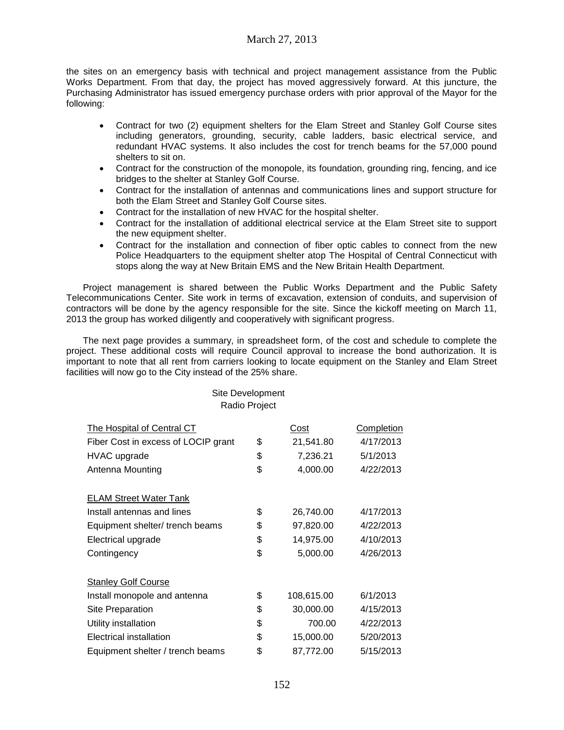the sites on an emergency basis with technical and project management assistance from the Public Works Department. From that day, the project has moved aggressively forward. At this juncture, the Purchasing Administrator has issued emergency purchase orders with prior approval of the Mayor for the following:

- Contract for two (2) equipment shelters for the Elam Street and Stanley Golf Course sites including generators, grounding, security, cable ladders, basic electrical service, and redundant HVAC systems. It also includes the cost for trench beams for the 57,000 pound shelters to sit on.
- Contract for the construction of the monopole, its foundation, grounding ring, fencing, and ice bridges to the shelter at Stanley Golf Course.
- Contract for the installation of antennas and communications lines and support structure for both the Elam Street and Stanley Golf Course sites.
- Contract for the installation of new HVAC for the hospital shelter.
- Contract for the installation of additional electrical service at the Elam Street site to support the new equipment shelter.
- Contract for the installation and connection of fiber optic cables to connect from the new Police Headquarters to the equipment shelter atop The Hospital of Central Connecticut with stops along the way at New Britain EMS and the New Britain Health Department.

Project management is shared between the Public Works Department and the Public Safety Telecommunications Center. Site work in terms of excavation, extension of conduits, and supervision of contractors will be done by the agency responsible for the site. Since the kickoff meeting on March 11, 2013 the group has worked diligently and cooperatively with significant progress.

The next page provides a summary, in spreadsheet form, of the cost and schedule to complete the project. These additional costs will require Council approval to increase the bond authorization. It is important to note that all rent from carriers looking to locate equipment on the Stanley and Elam Street facilities will now go to the City instead of the 25% share.

Site Development
Radio Project

| The Hospital of Central CT | Cost | Completion |
|---|---|---|
| Fiber Cost in excess of LOCIP grant | $ 21,541.80 | 4/17/2013 |
| HVAC upgrade | $ 7,236.21 | 5/1/2013 |
| Antenna Mounting | $ 4,000.00 | 4/22/2013 |
| | | |
| ELAM Street Water Tank | | |
| Install antennas and lines | $ 26,740.00 | 4/17/2013 |
| Equipment shelter/ trench beams | $ 97,820.00 | 4/22/2013 |
| Electrical upgrade | $ 14,975.00 | 4/10/2013 |
| Contingency | $ 5,000.00 | 4/26/2013 |
| | | |
| Stanley Golf Course | | |
| Install monopole and antenna | $ 108,615.00 | 6/1/2013 |
| Site Preparation | $ 30,000.00 | 4/15/2013 |
| Utility installation | $ 700.00 | 4/22/2013 |
| Electrical installation | $ 15,000.00 | 5/20/2013 |
| Equipment shelter / trench beams | $ 87,772.00 | 5/15/2013 |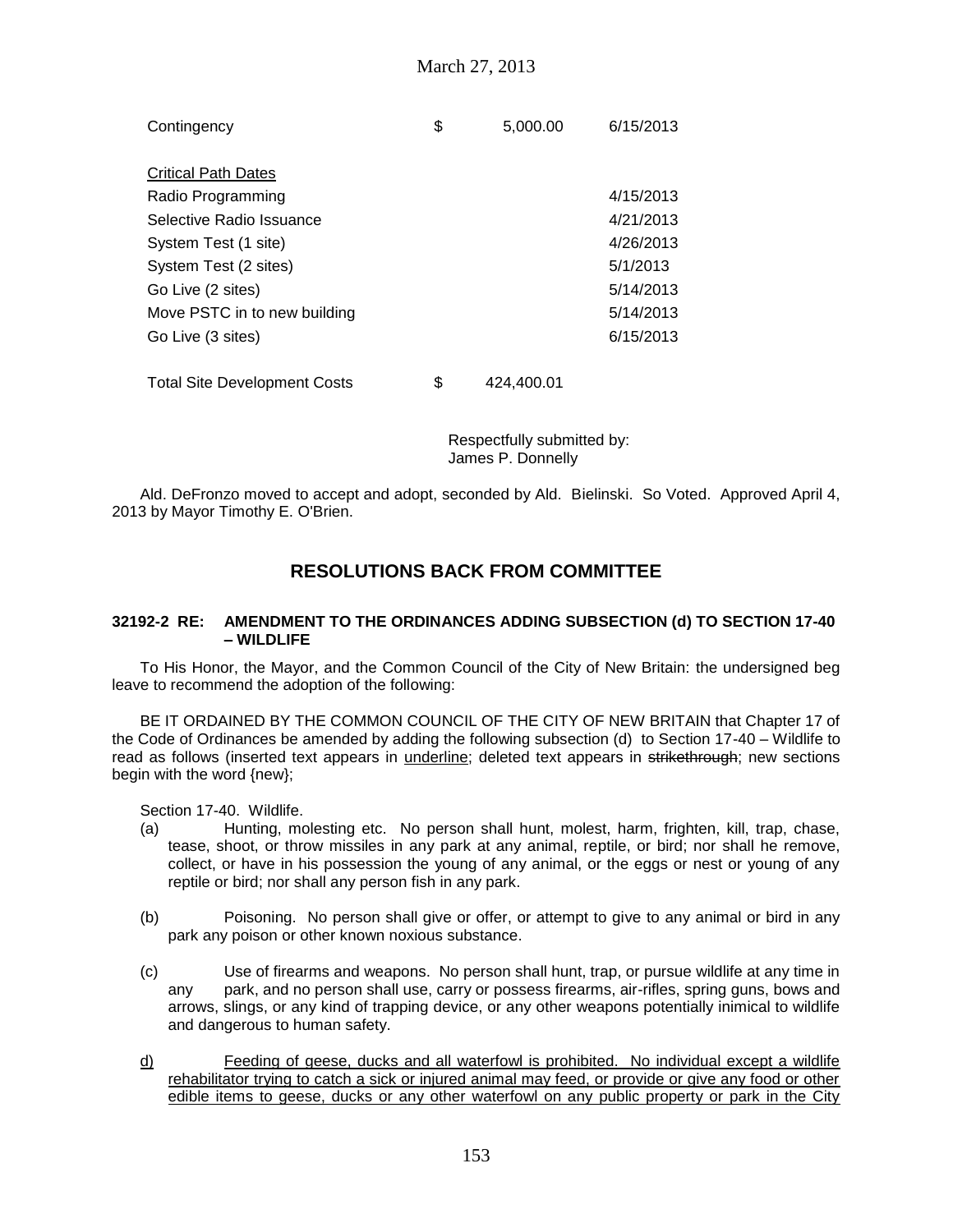| | | | |
|---|---|---|---|
| Contingency | $ | 5,000.00 | 6/15/2013 |
| | | | |
| <u>Critical Path Dates</u> | | | |
| Radio Programming | | | 4/15/2013 |
| Selective Radio Issuance | | | 4/21/2013 |
| System Test (1 site) | | | 4/26/2013 |
| System Test (2 sites) | | | 5/1/2013 |
| Go Live (2 sites) | | | 5/14/2013 |
| Move PSTC in to new building | | | 5/14/2013 |
| Go Live (3 sites) | | | 6/15/2013 |
| | | | |
| Total Site Development Costs | $ | 424,400.01 | |

Respectfully submitted by:
James P. Donnelly

Ald. DeFronzo moved to accept and adopt, seconded by Ald. Bielinski. So Voted. Approved April 4, 2013 by Mayor Timothy E. O'Brien.

## RESOLUTIONS BACK FROM COMMITTEE

**32192-2 RE: AMENDMENT TO THE ORDINANCES ADDING SUBSECTION (d) TO SECTION 17-40 – WILDLIFE**

To His Honor, the Mayor, and the Common Council of the City of New Britain: the undersigned beg leave to recommend the adoption of the following:

BE IT ORDAINED BY THE COMMON COUNCIL OF THE CITY OF NEW BRITAIN that Chapter 17 of the Code of Ordinances be amended by adding the following subsection (d) to Section 17-40 – Wildlife to read as follows (inserted text appears in <u>underline</u>; deleted text appears in ~~strikethrough~~; new sections begin with the word {new};

Section 17-40. Wildlife.

(a) Hunting, molesting etc. No person shall hunt, molest, harm, frighten, kill, trap, chase, tease, shoot, or throw missiles in any park at any animal, reptile, or bird; nor shall he remove, collect, or have in his possession the young of any animal, or the eggs or nest or young of any reptile or bird; nor shall any person fish in any park.

(b) Poisoning. No person shall give or offer, or attempt to give to any animal or bird in any park any poison or other known noxious substance.

(c) Use of firearms and weapons. No person shall hunt, trap, or pursue wildlife at any time in any park, and no person shall use, carry or possess firearms, air-rifles, spring guns, bows and arrows, slings, or any kind of trapping device, or any other weapons potentially inimical to wildlife and dangerous to human safety.

<u>d) Feeding of geese, ducks and all waterfowl is prohibited. No individual except a wildlife rehabilitator trying to catch a sick or injured animal may feed, or provide or give any food or other edible items to geese, ducks or any other waterfowl on any public property or park in the City</u>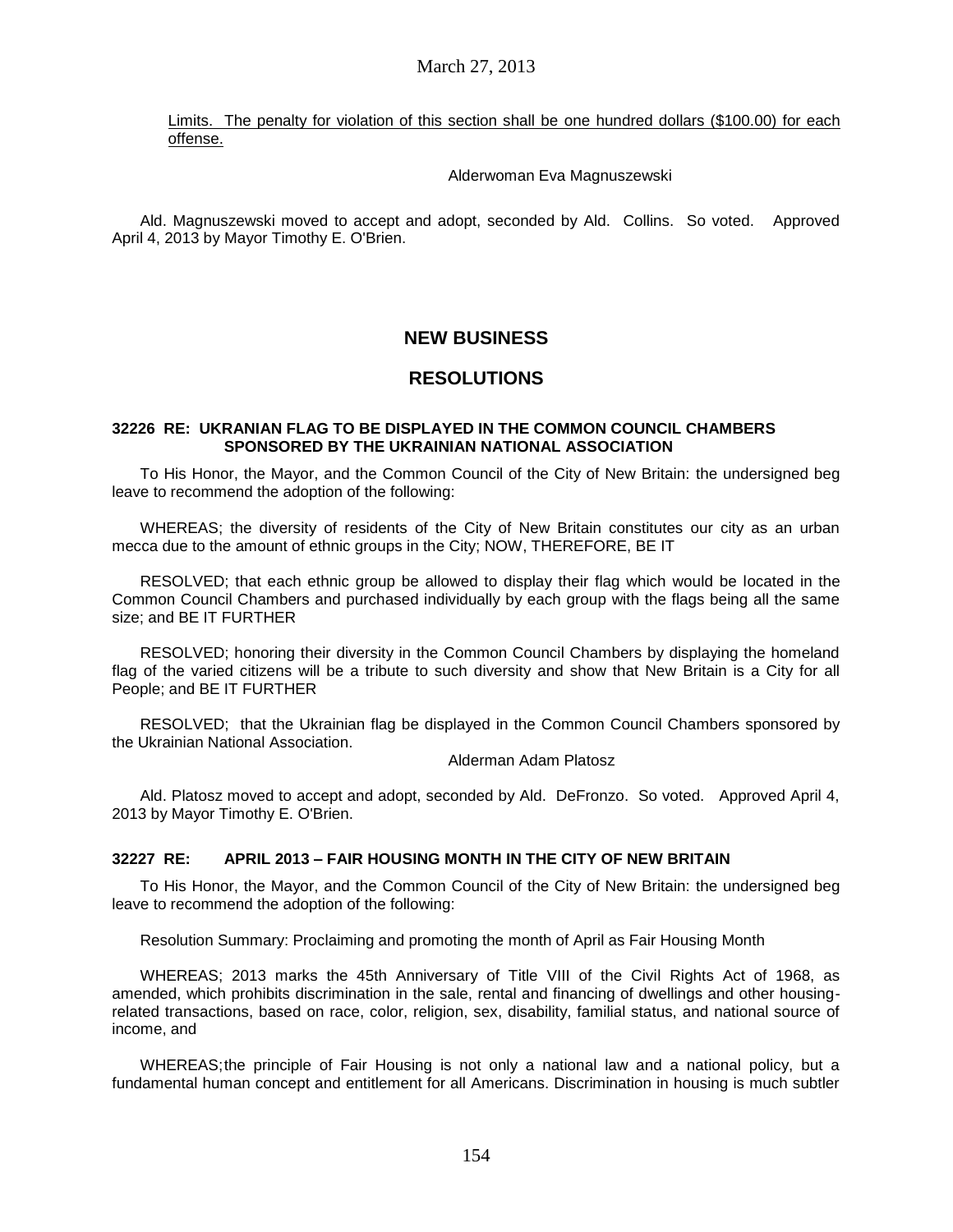<u>Limits. The penalty for violation of this section shall be one hundred dollars ($100.00) for each offense.</u>

Alderwoman Eva Magnuszewski

Ald. Magnuszewski moved to accept and adopt, seconded by Ald. Collins. So voted. Approved April 4, 2013 by Mayor Timothy E. O'Brien.

## NEW BUSINESS

## RESOLUTIONS

**32226 RE: UKRANIAN FLAG TO BE DISPLAYED IN THE COMMON COUNCIL CHAMBERS SPONSORED BY THE UKRAINIAN NATIONAL ASSOCIATION**

To His Honor, the Mayor, and the Common Council of the City of New Britain: the undersigned beg leave to recommend the adoption of the following:

WHEREAS; the diversity of residents of the City of New Britain constitutes our city as an urban mecca due to the amount of ethnic groups in the City; NOW, THEREFORE, BE IT

RESOLVED; that each ethnic group be allowed to display their flag which would be located in the Common Council Chambers and purchased individually by each group with the flags being all the same size; and BE IT FURTHER

RESOLVED; honoring their diversity in the Common Council Chambers by displaying the homeland flag of the varied citizens will be a tribute to such diversity and show that New Britain is a City for all People; and BE IT FURTHER

RESOLVED; that the Ukrainian flag be displayed in the Common Council Chambers sponsored by the Ukrainian National Association.

Alderman Adam Platosz

Ald. Platosz moved to accept and adopt, seconded by Ald. DeFronzo. So voted. Approved April 4, 2013 by Mayor Timothy E. O'Brien.

**32227 RE: APRIL 2013 – FAIR HOUSING MONTH IN THE CITY OF NEW BRITAIN**

To His Honor, the Mayor, and the Common Council of the City of New Britain: the undersigned beg leave to recommend the adoption of the following:

Resolution Summary: Proclaiming and promoting the month of April as Fair Housing Month

WHEREAS; 2013 marks the 45th Anniversary of Title VIII of the Civil Rights Act of 1968, as amended, which prohibits discrimination in the sale, rental and financing of dwellings and other housing-related transactions, based on race, color, religion, sex, disability, familial status, and national source of income, and

WHEREAS; the principle of Fair Housing is not only a national law and a national policy, but a fundamental human concept and entitlement for all Americans. Discrimination in housing is much subtler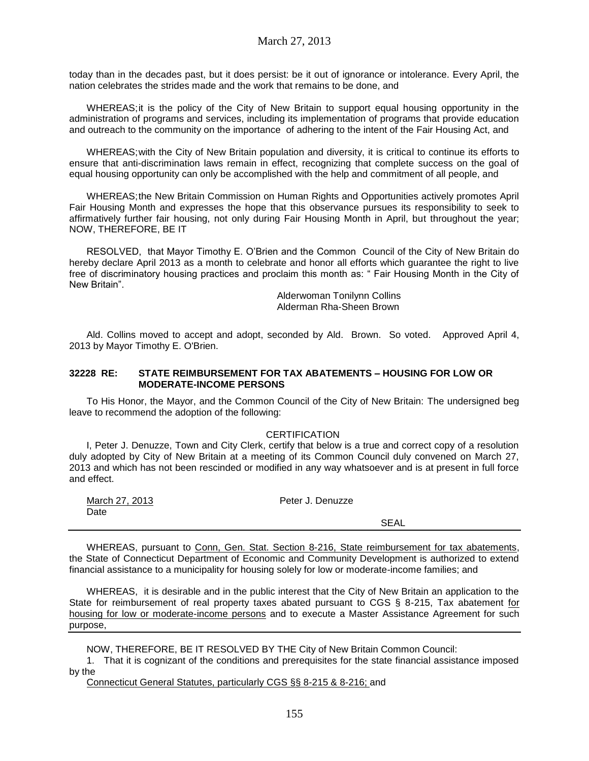today than in the decades past, but it does persist: be it out of ignorance or intolerance. Every April, the nation celebrates the strides made and the work that remains to be done, and

WHEREAS; it is the policy of the City of New Britain to support equal housing opportunity in the administration of programs and services, including its implementation of programs that provide education and outreach to the community on the importance of adhering to the intent of the Fair Housing Act, and

WHEREAS; with the City of New Britain population and diversity, it is critical to continue its efforts to ensure that anti-discrimination laws remain in effect, recognizing that complete success on the goal of equal housing opportunity can only be accomplished with the help and commitment of all people, and

WHEREAS; the New Britain Commission on Human Rights and Opportunities actively promotes April Fair Housing Month and expresses the hope that this observance pursues its responsibility to seek to affirmatively further fair housing, not only during Fair Housing Month in April, but throughout the year; NOW, THEREFORE, BE IT

RESOLVED, that Mayor Timothy E. O'Brien and the Common Council of the City of New Britain do hereby declare April 2013 as a month to celebrate and honor all efforts which guarantee the right to live free of discriminatory housing practices and proclaim this month as: " Fair Housing Month in the City of New Britain".

Alderwoman Tonilynn Collins
Alderman Rha-Sheen Brown

Ald. Collins moved to accept and adopt, seconded by Ald. Brown. So voted. Approved April 4, 2013 by Mayor Timothy E. O'Brien.

**32228 RE: STATE REIMBURSEMENT FOR TAX ABATEMENTS – HOUSING FOR LOW OR MODERATE-INCOME PERSONS**

To His Honor, the Mayor, and the Common Council of the City of New Britain: The undersigned beg leave to recommend the adoption of the following:

CERTIFICATION

I, Peter J. Denuzze, Town and City Clerk, certify that below is a true and correct copy of a resolution duly adopted by City of New Britain at a meeting of its Common Council duly convened on March 27, 2013 and which has not been rescinded or modified in any way whatsoever and is at present in full force and effect.

March 27, 2013 Peter J. Denuzze
Date

SEAL

---

WHEREAS, pursuant to Conn, Gen. Stat. Section 8-216, State reimbursement for tax abatements, the State of Connecticut Department of Economic and Community Development is authorized to extend financial assistance to a municipality for housing solely for low or moderate-income families; and

WHEREAS, it is desirable and in the public interest that the City of New Britain an application to the State for reimbursement of real property taxes abated pursuant to CGS § 8-215, Tax abatement for housing for low or moderate-income persons and to execute a Master Assistance Agreement for such purpose,

---

NOW, THEREFORE, BE IT RESOLVED BY THE City of New Britain Common Council:

1. That it is cognizant of the conditions and prerequisites for the state financial assistance imposed by the

Connecticut General Statutes, particularly CGS §§ 8-215 & 8-216; and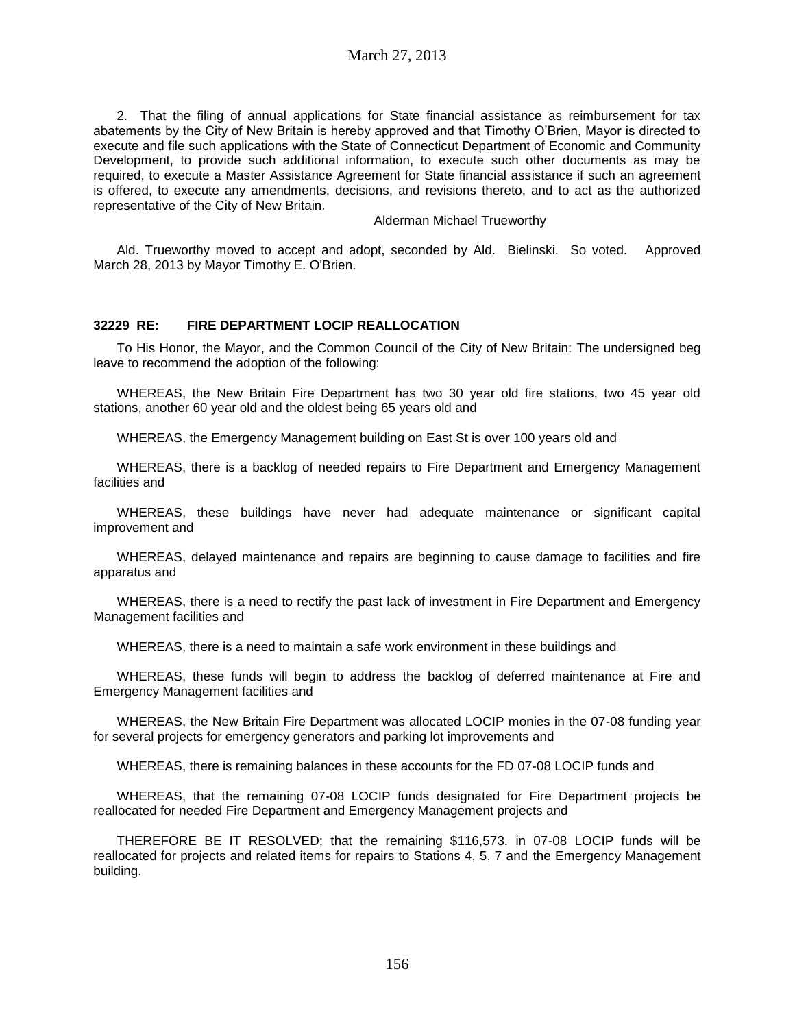2. That the filing of annual applications for State financial assistance as reimbursement for tax abatements by the City of New Britain is hereby approved and that Timothy O'Brien, Mayor is directed to execute and file such applications with the State of Connecticut Department of Economic and Community Development, to provide such additional information, to execute such other documents as may be required, to execute a Master Assistance Agreement for State financial assistance if such an agreement is offered, to execute any amendments, decisions, and revisions thereto, and to act as the authorized representative of the City of New Britain.

Alderman Michael Trueworthy

Ald. Trueworthy moved to accept and adopt, seconded by Ald. Bielinski. So voted. Approved March 28, 2013 by Mayor Timothy E. O'Brien.

**32229 RE: FIRE DEPARTMENT LOCIP REALLOCATION**

To His Honor, the Mayor, and the Common Council of the City of New Britain: The undersigned beg leave to recommend the adoption of the following:

WHEREAS, the New Britain Fire Department has two 30 year old fire stations, two 45 year old stations, another 60 year old and the oldest being 65 years old and

WHEREAS, the Emergency Management building on East St is over 100 years old and

WHEREAS, there is a backlog of needed repairs to Fire Department and Emergency Management facilities and

WHEREAS, these buildings have never had adequate maintenance or significant capital improvement and

WHEREAS, delayed maintenance and repairs are beginning to cause damage to facilities and fire apparatus and

WHEREAS, there is a need to rectify the past lack of investment in Fire Department and Emergency Management facilities and

WHEREAS, there is a need to maintain a safe work environment in these buildings and

WHEREAS, these funds will begin to address the backlog of deferred maintenance at Fire and Emergency Management facilities and

WHEREAS, the New Britain Fire Department was allocated LOCIP monies in the 07-08 funding year for several projects for emergency generators and parking lot improvements and

WHEREAS, there is remaining balances in these accounts for the FD 07-08 LOCIP funds and

WHEREAS, that the remaining 07-08 LOCIP funds designated for Fire Department projects be reallocated for needed Fire Department and Emergency Management projects and

THEREFORE BE IT RESOLVED; that the remaining $116,573. in 07-08 LOCIP funds will be reallocated for projects and related items for repairs to Stations 4, 5, 7 and the Emergency Management building.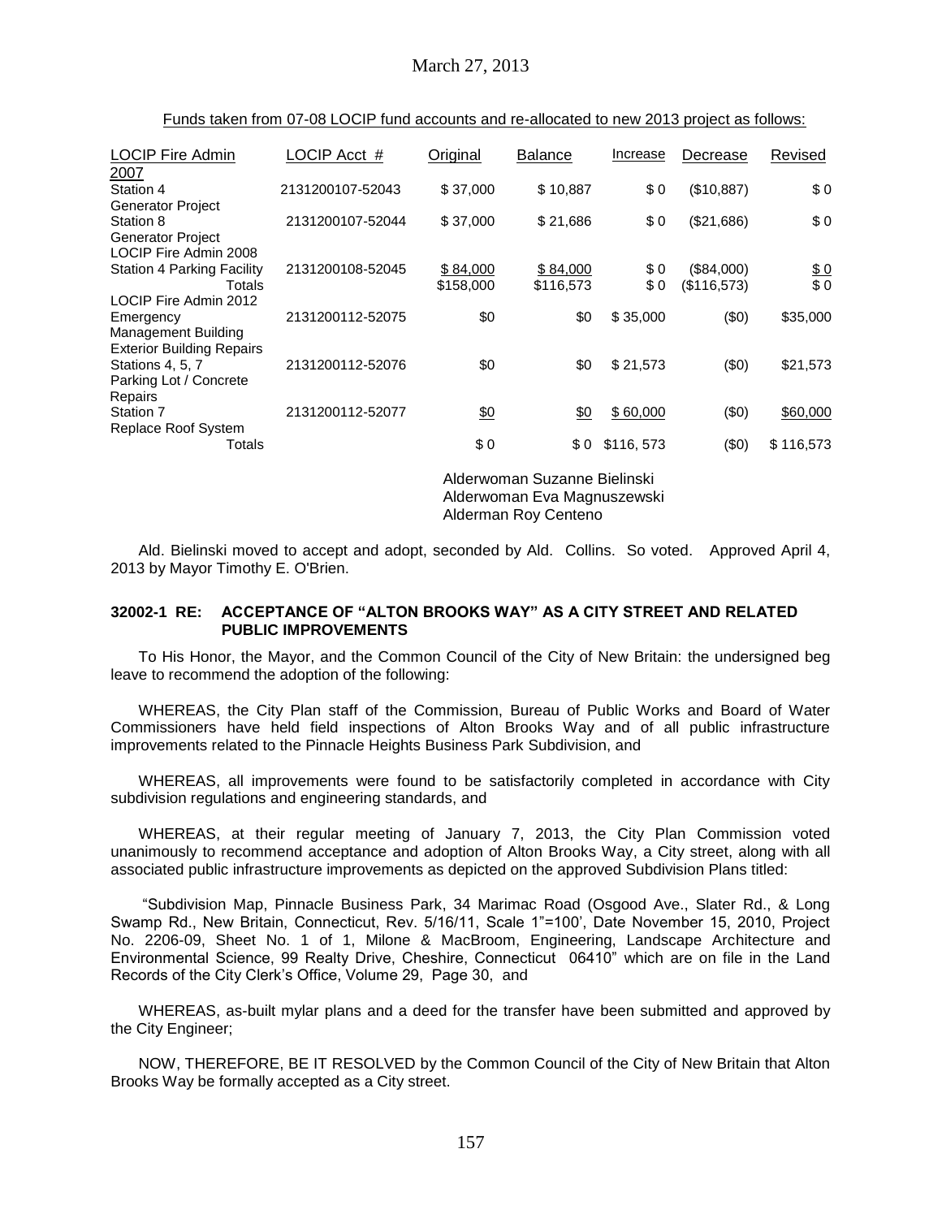Funds taken from 07-08 LOCIP fund accounts and re-allocated to new 2013 project as follows:

| LOCIP Fire Admin 2007 | LOCIP Acct # | Original | Balance | Increase | Decrease | Revised |
|---|---|---|---|---|---|---|
| Station 4 Generator Project | 2131200107-52043 | $ 37,000 | $ 10,887 | $ 0 | ($10,887) | $ 0 |
| Station 8 Generator Project | 2131200107-52044 | $ 37,000 | $ 21,686 | $ 0 | ($21,686) | $ 0 |
| LOCIP Fire Admin 2008 | | | | | | |
| Station 4 Parking Facility | 2131200108-52045 | $ 84,000 | $ 84,000 | $ 0 | ($84,000) | $ 0 |
| Totals | | $158,000 | $116,573 | $ 0 | ($116,573) | $ 0 |
| LOCIP Fire Admin 2012 | | | | | | |
| Emergency Management Building Exterior Building Repairs | 2131200112-52075 | $0 | $0 | $ 35,000 | ($0) | $35,000 |
| Stations 4, 5, 7 Parking Lot / Concrete Repairs | 2131200112-52076 | $0 | $0 | $ 21,573 | ($0) | $21,573 |
| Station 7 Replace Roof System | 2131200112-52077 | $0 | $0 | $ 60,000 | ($0) | $60,000 |
| Totals | | $ 0 | $ 0 | $116, 573 | ($0) | $ 116,573 |

Alderwoman Suzanne Bielinski
Alderwoman Eva Magnuszewski
Alderman Roy Centeno

Ald. Bielinski moved to accept and adopt, seconded by Ald. Collins. So voted. Approved April 4, 2013 by Mayor Timothy E. O'Brien.

### 32002-1 RE: ACCEPTANCE OF "ALTON BROOKS WAY" AS A CITY STREET AND RELATED PUBLIC IMPROVEMENTS

To His Honor, the Mayor, and the Common Council of the City of New Britain: the undersigned beg leave to recommend the adoption of the following:

WHEREAS, the City Plan staff of the Commission, Bureau of Public Works and Board of Water Commissioners have held field inspections of Alton Brooks Way and of all public infrastructure improvements related to the Pinnacle Heights Business Park Subdivision, and

WHEREAS, all improvements were found to be satisfactorily completed in accordance with City subdivision regulations and engineering standards, and

WHEREAS, at their regular meeting of January 7, 2013, the City Plan Commission voted unanimously to recommend acceptance and adoption of Alton Brooks Way, a City street, along with all associated public infrastructure improvements as depicted on the approved Subdivision Plans titled:

"Subdivision Map, Pinnacle Business Park, 34 Marimac Road (Osgood Ave., Slater Rd., & Long Swamp Rd., New Britain, Connecticut, Rev. 5/16/11, Scale 1"=100', Date November 15, 2010, Project No. 2206-09, Sheet No. 1 of 1, Milone & MacBroom, Engineering, Landscape Architecture and Environmental Science, 99 Realty Drive, Cheshire, Connecticut 06410" which are on file in the Land Records of the City Clerk's Office, Volume 29, Page 30, and

WHEREAS, as-built mylar plans and a deed for the transfer have been submitted and approved by the City Engineer;

NOW, THEREFORE, BE IT RESOLVED by the Common Council of the City of New Britain that Alton Brooks Way be formally accepted as a City street.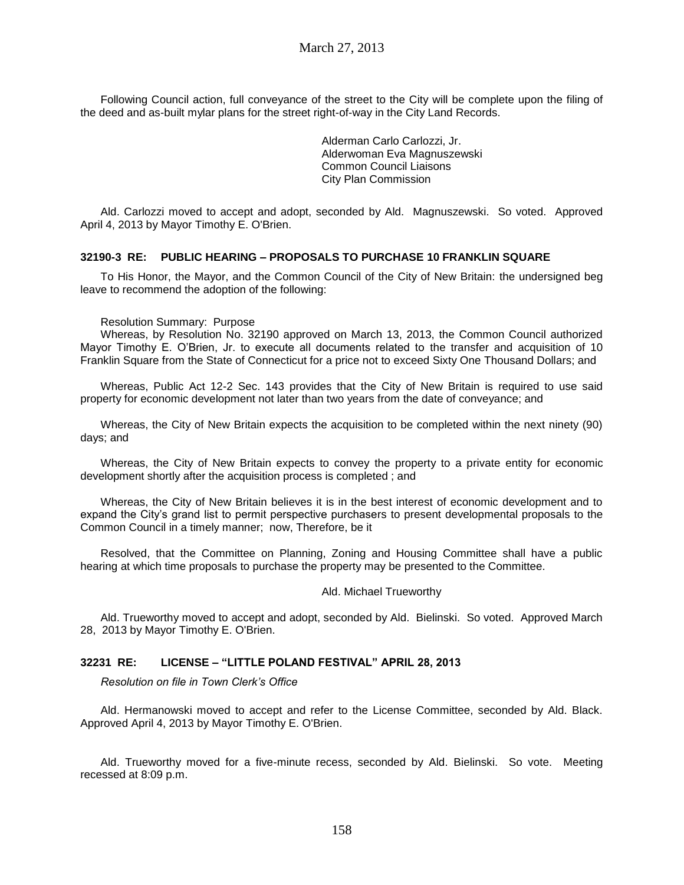Following Council action, full conveyance of the street to the City will be complete upon the filing of the deed and as-built mylar plans for the street right-of-way in the City Land Records.

Alderman Carlo Carlozzi, Jr.
Alderwoman Eva Magnuszewski
Common Council Liaisons
City Plan Commission

Ald. Carlozzi moved to accept and adopt, seconded by Ald. Magnuszewski. So voted. Approved April 4, 2013 by Mayor Timothy E. O'Brien.

### 32190-3 RE: PUBLIC HEARING – PROPOSALS TO PURCHASE 10 FRANKLIN SQUARE

To His Honor, the Mayor, and the Common Council of the City of New Britain: the undersigned beg leave to recommend the adoption of the following:

Resolution Summary: Purpose

Whereas, by Resolution No. 32190 approved on March 13, 2013, the Common Council authorized Mayor Timothy E. O'Brien, Jr. to execute all documents related to the transfer and acquisition of 10 Franklin Square from the State of Connecticut for a price not to exceed Sixty One Thousand Dollars; and

Whereas, Public Act 12-2 Sec. 143 provides that the City of New Britain is required to use said property for economic development not later than two years from the date of conveyance; and

Whereas, the City of New Britain expects the acquisition to be completed within the next ninety (90) days; and

Whereas, the City of New Britain expects to convey the property to a private entity for economic development shortly after the acquisition process is completed ; and

Whereas, the City of New Britain believes it is in the best interest of economic development and to expand the City's grand list to permit perspective purchasers to present developmental proposals to the Common Council in a timely manner; now, Therefore, be it

Resolved, that the Committee on Planning, Zoning and Housing Committee shall have a public hearing at which time proposals to purchase the property may be presented to the Committee.

Ald. Michael Trueworthy

Ald. Trueworthy moved to accept and adopt, seconded by Ald. Bielinski. So voted. Approved March 28, 2013 by Mayor Timothy E. O'Brien.

### 32231 RE: LICENSE – "LITTLE POLAND FESTIVAL" APRIL 28, 2013

*Resolution on file in Town Clerk's Office*

Ald. Hermanowski moved to accept and refer to the License Committee, seconded by Ald. Black. Approved April 4, 2013 by Mayor Timothy E. O'Brien.

Ald. Trueworthy moved for a five-minute recess, seconded by Ald. Bielinski. So vote. Meeting recessed at 8:09 p.m.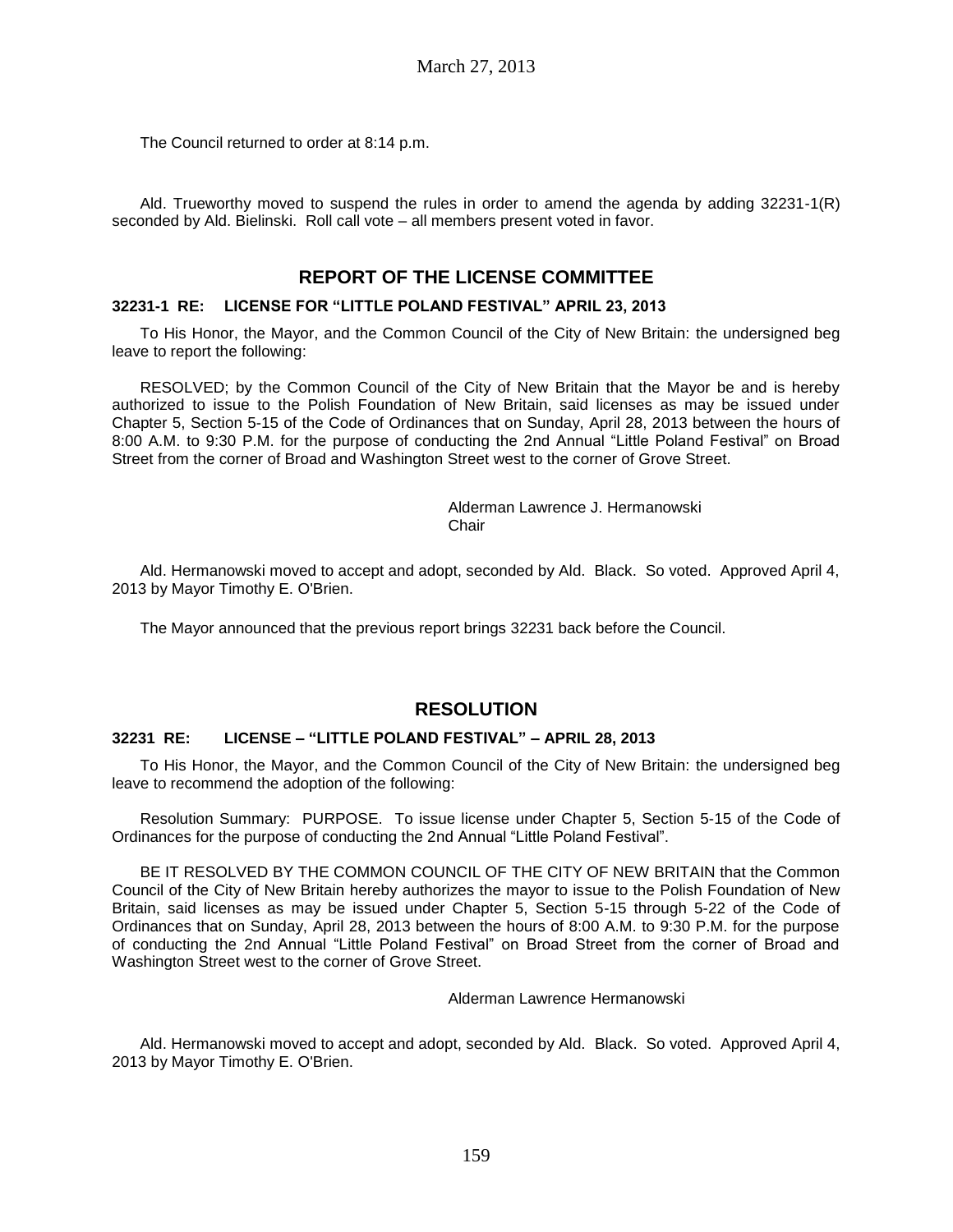The Council returned to order at 8:14 p.m.

Ald. Trueworthy moved to suspend the rules in order to amend the agenda by adding 32231-1(R) seconded by Ald. Bielinski. Roll call vote – all members present voted in favor.

## REPORT OF THE LICENSE COMMITTEE

### 32231-1 RE: LICENSE FOR "LITTLE POLAND FESTIVAL" APRIL 23, 2013

To His Honor, the Mayor, and the Common Council of the City of New Britain: the undersigned beg leave to report the following:

RESOLVED; by the Common Council of the City of New Britain that the Mayor be and is hereby authorized to issue to the Polish Foundation of New Britain, said licenses as may be issued under Chapter 5, Section 5-15 of the Code of Ordinances that on Sunday, April 28, 2013 between the hours of 8:00 A.M. to 9:30 P.M. for the purpose of conducting the 2nd Annual "Little Poland Festival" on Broad Street from the corner of Broad and Washington Street west to the corner of Grove Street.

Alderman Lawrence J. Hermanowski
Chair

Ald. Hermanowski moved to accept and adopt, seconded by Ald. Black. So voted. Approved April 4, 2013 by Mayor Timothy E. O'Brien.

The Mayor announced that the previous report brings 32231 back before the Council.

## RESOLUTION

### 32231 RE: LICENSE – "LITTLE POLAND FESTIVAL" – APRIL 28, 2013

To His Honor, the Mayor, and the Common Council of the City of New Britain: the undersigned beg leave to recommend the adoption of the following:

Resolution Summary: PURPOSE. To issue license under Chapter 5, Section 5-15 of the Code of Ordinances for the purpose of conducting the 2nd Annual "Little Poland Festival".

BE IT RESOLVED BY THE COMMON COUNCIL OF THE CITY OF NEW BRITAIN that the Common Council of the City of New Britain hereby authorizes the mayor to issue to the Polish Foundation of New Britain, said licenses as may be issued under Chapter 5, Section 5-15 through 5-22 of the Code of Ordinances that on Sunday, April 28, 2013 between the hours of 8:00 A.M. to 9:30 P.M. for the purpose of conducting the 2nd Annual "Little Poland Festival" on Broad Street from the corner of Broad and Washington Street west to the corner of Grove Street.

Alderman Lawrence Hermanowski

Ald. Hermanowski moved to accept and adopt, seconded by Ald. Black. So voted. Approved April 4, 2013 by Mayor Timothy E. O'Brien.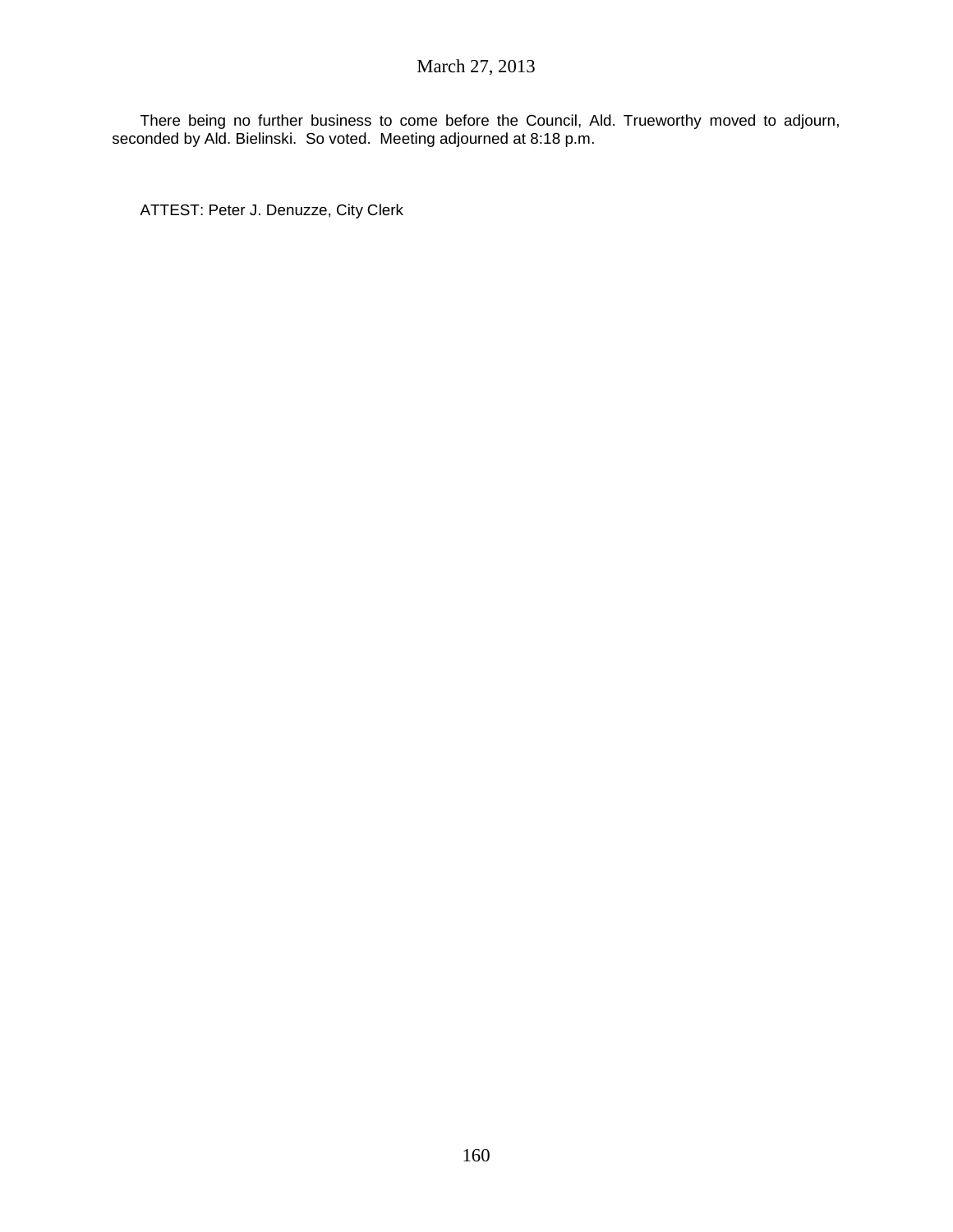There being no further business to come before the Council, Ald. Trueworthy moved to adjourn, seconded by Ald. Bielinski. So voted. Meeting adjourned at 8:18 p.m.

ATTEST: Peter J. Denuzze, City Clerk